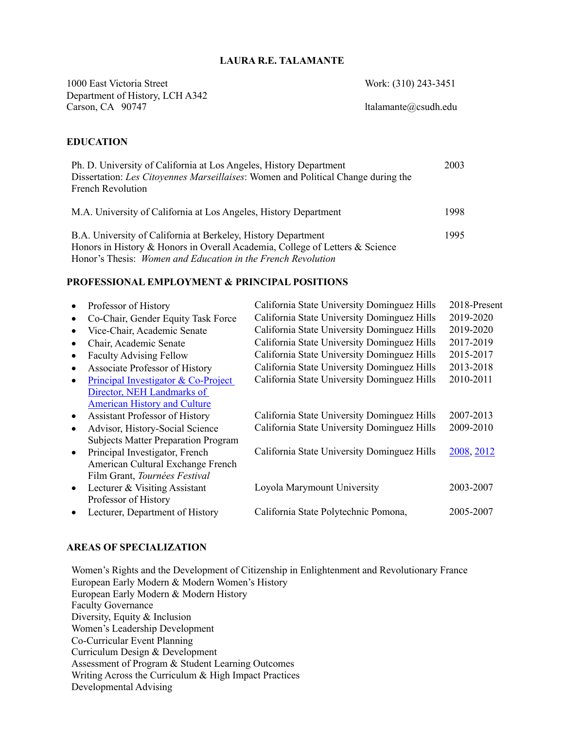# LAURA R.E. TALAMANTE

1000 East Victoria Street
Department of History, LCH A342
Carson, CA 90747

Work: (310) 243-3451

ltalamante@csudh.edu

## EDUCATION

| | |
|---|---|
| Ph. D. University of California at Los Angeles, History Department<br>Dissertation: *Les Citoyennes Marseillaises*: Women and Political Change during the French Revolution | 2003 |
| M.A. University of California at Los Angeles, History Department | 1998 |
| B.A. University of California at Berkeley, History Department<br>Honors in History & Honors in Overall Academia, College of Letters & Science<br>Honor's Thesis: *Women and Education in the French Revolution* | 1995 |

## PROFESSIONAL EMPLOYMENT & PRINCIPAL POSITIONS

| Position | Institution | Years |
|---|---|---|
| Professor of History | California State University Dominguez Hills | 2018-Present |
| Co-Chair, Gender Equity Task Force | California State University Dominguez Hills | 2019-2020 |
| Vice-Chair, Academic Senate | California State University Dominguez Hills | 2019-2020 |
| Chair, Academic Senate | California State University Dominguez Hills | 2017-2019 |
| Faculty Advising Fellow | California State University Dominguez Hills | 2015-2017 |
| Associate Professor of History | California State University Dominguez Hills | 2013-2018 |
| Principal Investigator & Co-Project Director, NEH Landmarks of American History and Culture | California State University Dominguez Hills | 2010-2011 |
| Assistant Professor of History | California State University Dominguez Hills | 2007-2013 |
| Advisor, History-Social Science Subjects Matter Preparation Program | California State University Dominguez Hills | 2009-2010 |
| Principal Investigator, French American Cultural Exchange French Film Grant, *Tournées Festival* | California State University Dominguez Hills | 2008, 2012 |
| Lecturer & Visiting Assistant Professor of History | Loyola Marymount University | 2003-2007 |
| Lecturer, Department of History | California State Polytechnic Pomona, | 2005-2007 |

## AREAS OF SPECIALIZATION

Women's Rights and the Development of Citizenship in Enlightenment and Revolutionary France
European Early Modern & Modern Women's History
European Early Modern & Modern History
Faculty Governance
Diversity, Equity & Inclusion
Women's Leadership Development
Co-Curricular Event Planning
Curriculum Design & Development
Assessment of Program & Student Learning Outcomes
Writing Across the Curriculum & High Impact Practices
Developmental Advising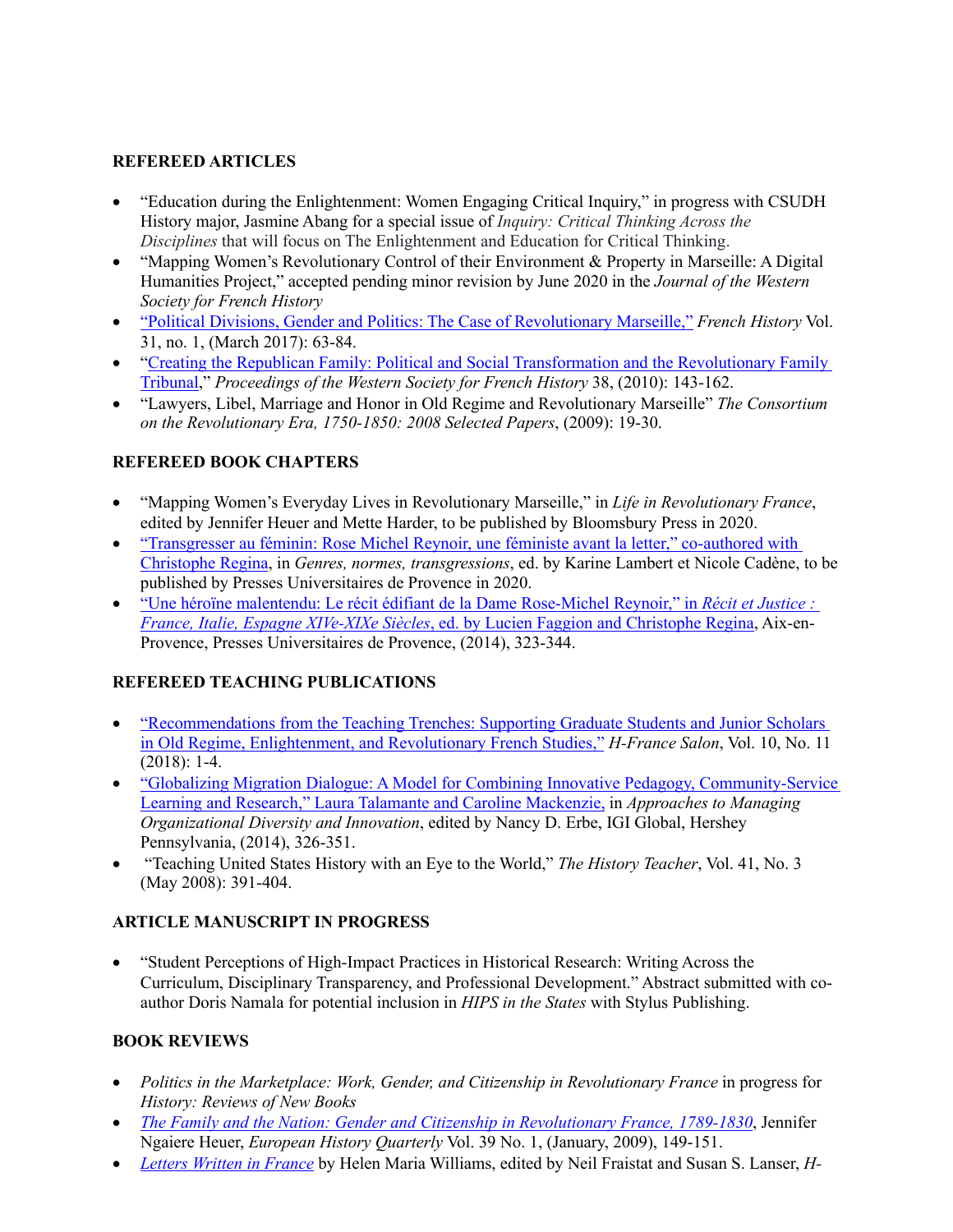## REFEREED ARTICLES

- "Education during the Enlightenment: Women Engaging Critical Inquiry," in progress with CSUDH History major, Jasmine Abang for a special issue of *Inquiry: Critical Thinking Across the Disciplines* that will focus on The Enlightenment and Education for Critical Thinking.
- "Mapping Women's Revolutionary Control of their Environment & Property in Marseille: A Digital Humanities Project," accepted pending minor revision by June 2020 in the *Journal of the Western Society for French History*
- "Political Divisions, Gender and Politics: The Case of Revolutionary Marseille," *French History* Vol. 31, no. 1, (March 2017): 63-84.
- "Creating the Republican Family: Political and Social Transformation and the Revolutionary Family Tribunal," *Proceedings of the Western Society for French History* 38, (2010): 143-162.
- "Lawyers, Libel, Marriage and Honor in Old Regime and Revolutionary Marseille" *The Consortium on the Revolutionary Era, 1750-1850: 2008 Selected Papers*, (2009): 19-30.

## REFEREED BOOK CHAPTERS

- "Mapping Women's Everyday Lives in Revolutionary Marseille," in *Life in Revolutionary France*, edited by Jennifer Heuer and Mette Harder, to be published by Bloomsbury Press in 2020.
- "Transgresser au féminin: Rose Michel Reynoir, une féministe avant la letter," co-authored with Christophe Regina, in *Genres, normes, transgressions*, ed. by Karine Lambert et Nicole Cadène, to be published by Presses Universitaires de Provence in 2020.
- "Une héroïne malentendu: Le récit édifiant de la Dame Rose-Michel Reynoir," in *Récit et Justice : France, Italie, Espagne XIVe-XIXe Siècles*, ed. by Lucien Faggion and Christophe Regina, Aix-en-Provence, Presses Universitaires de Provence, (2014), 323-344.

## REFEREED TEACHING PUBLICATIONS

- "Recommendations from the Teaching Trenches: Supporting Graduate Students and Junior Scholars in Old Regime, Enlightenment, and Revolutionary French Studies," *H-France Salon*, Vol. 10, No. 11 (2018): 1-4.
- "Globalizing Migration Dialogue: A Model for Combining Innovative Pedagogy, Community-Service Learning and Research," Laura Talamante and Caroline Mackenzie, in *Approaches to Managing Organizational Diversity and Innovation*, edited by Nancy D. Erbe, IGI Global, Hershey Pennsylvania, (2014), 326-351.
- "Teaching United States History with an Eye to the World," *The History Teacher*, Vol. 41, No. 3 (May 2008): 391-404.

## ARTICLE MANUSCRIPT IN PROGRESS

- "Student Perceptions of High-Impact Practices in Historical Research: Writing Across the Curriculum, Disciplinary Transparency, and Professional Development." Abstract submitted with co-author Doris Namala for potential inclusion in *HIPS in the States* with Stylus Publishing.

## BOOK REVIEWS

- *Politics in the Marketplace: Work, Gender, and Citizenship in Revolutionary France* in progress for *History: Reviews of New Books*
- *The Family and the Nation: Gender and Citizenship in Revolutionary France, 1789-1830*, Jennifer Ngaiere Heuer, *European History Quarterly* Vol. 39 No. 1, (January, 2009), 149-151.
- *Letters Written in France* by Helen Maria Williams, edited by Neil Fraistat and Susan S. Lanser, *H-*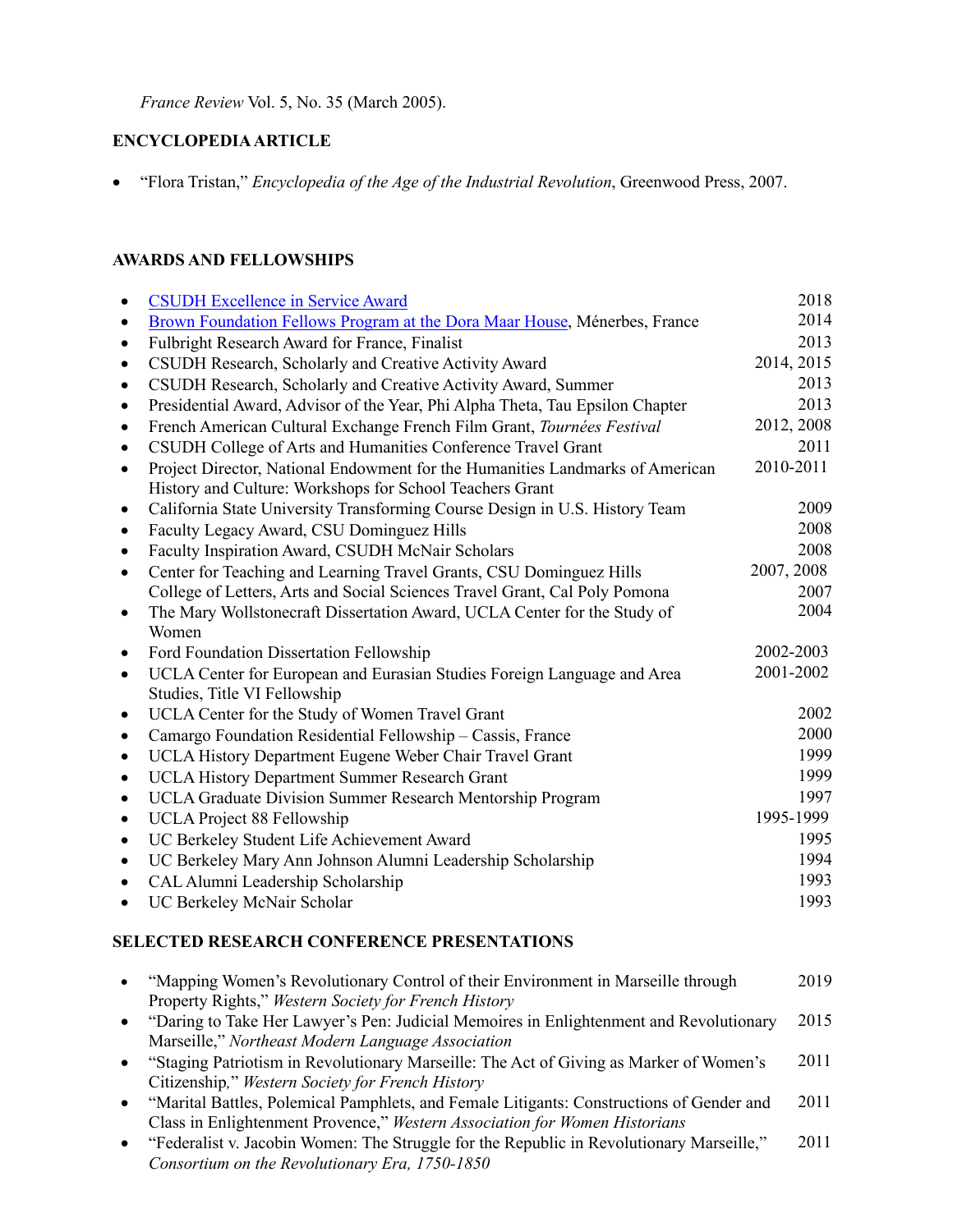*France Review* Vol. 5, No. 35 (March 2005).

## ENCYCLOPEDIA ARTICLE

- "Flora Tristan," *Encyclopedia of the Age of the Industrial Revolution*, Greenwood Press, 2007.

## AWARDS AND FELLOWSHIPS

- CSUDH Excellence in Service Award — 2018
- Brown Foundation Fellows Program at the Dora Maar House, Ménerbes, France — 2014
- Fulbright Research Award for France, Finalist — 2013
- CSUDH Research, Scholarly and Creative Activity Award — 2014, 2015
- CSUDH Research, Scholarly and Creative Activity Award, Summer — 2013
- Presidential Award, Advisor of the Year, Phi Alpha Theta, Tau Epsilon Chapter — 2013
- French American Cultural Exchange French Film Grant, *Tournées Festival* — 2012, 2008
- CSUDH College of Arts and Humanities Conference Travel Grant — 2011
- Project Director, National Endowment for the Humanities Landmarks of American History and Culture: Workshops for School Teachers Grant — 2010-2011
- California State University Transforming Course Design in U.S. History Team — 2009
- Faculty Legacy Award, CSU Dominguez Hills — 2008
- Faculty Inspiration Award, CSUDH McNair Scholars — 2008
- Center for Teaching and Learning Travel Grants, CSU Dominguez Hills — 2007, 2008
  College of Letters, Arts and Social Sciences Travel Grant, Cal Poly Pomona — 2007
- The Mary Wollstonecraft Dissertation Award, UCLA Center for the Study of Women — 2004
- Ford Foundation Dissertation Fellowship — 2002-2003
- UCLA Center for European and Eurasian Studies Foreign Language and Area Studies, Title VI Fellowship — 2001-2002
- UCLA Center for the Study of Women Travel Grant — 2002
- Camargo Foundation Residential Fellowship – Cassis, France — 2000
- UCLA History Department Eugene Weber Chair Travel Grant — 1999
- UCLA History Department Summer Research Grant — 1999
- UCLA Graduate Division Summer Research Mentorship Program — 1997
- UCLA Project 88 Fellowship — 1995-1999
- UC Berkeley Student Life Achievement Award — 1995
- UC Berkeley Mary Ann Johnson Alumni Leadership Scholarship — 1994
- CAL Alumni Leadership Scholarship — 1993
- UC Berkeley McNair Scholar — 1993

## SELECTED RESEARCH CONFERENCE PRESENTATIONS

- "Mapping Women's Revolutionary Control of their Environment in Marseille through Property Rights," *Western Society for French History* — 2019
- "Daring to Take Her Lawyer's Pen: Judicial Memoires in Enlightenment and Revolutionary Marseille," *Northeast Modern Language Association* — 2015
- "Staging Patriotism in Revolutionary Marseille: The Act of Giving as Marker of Women's Citizenship," *Western Society for French History* — 2011
- "Marital Battles, Polemical Pamphlets, and Female Litigants: Constructions of Gender and Class in Enlightenment Provence," *Western Association for Women Historians* — 2011
- "Federalist v. Jacobin Women: The Struggle for the Republic in Revolutionary Marseille," *Consortium on the Revolutionary Era, 1750-1850* — 2011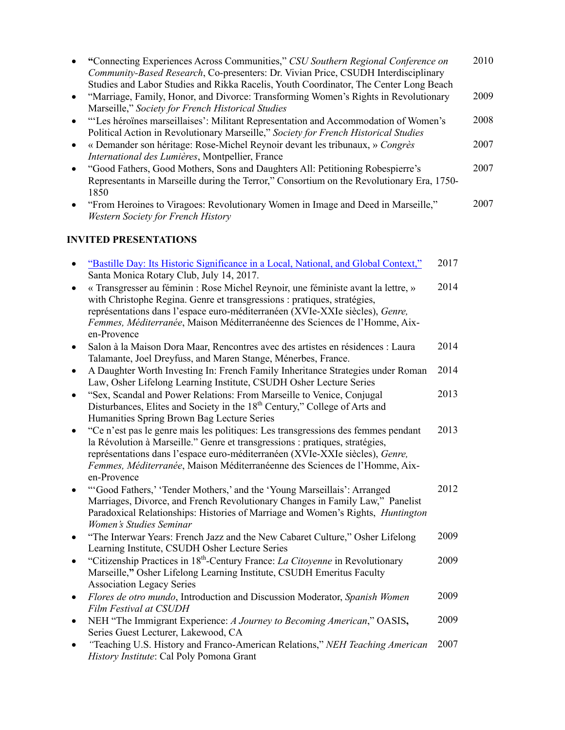- **"**Connecting Experiences Across Communities," *CSU Southern Regional Conference on Community-Based Research*, Co-presenters: Dr. Vivian Price, CSUDH Interdisciplinary Studies and Labor Studies and Rikka Racelis, Youth Coordinator, The Center Long Beach — 2010
- "Marriage, Family, Honor, and Divorce: Transforming Women's Rights in Revolutionary Marseille," *Society for French Historical Studies* — 2009
- "'Les héroïnes marseillaises': Militant Representation and Accommodation of Women's Political Action in Revolutionary Marseille," *Society for French Historical Studies* — 2008
- « Demander son héritage: Rose-Michel Reynoir devant les tribunaux, » *Congrès International des Lumières*, Montpellier, France — 2007
- "Good Fathers, Good Mothers, Sons and Daughters All: Petitioning Robespierre's Representants in Marseille during the Terror," Consortium on the Revolutionary Era, 1750-1850 — 2007
- "From Heroines to Viragoes: Revolutionary Women in Image and Deed in Marseille," *Western Society for French History* — 2007

**INVITED PRESENTATIONS**

- "Bastille Day: Its Historic Significance in a Local, National, and Global Context," Santa Monica Rotary Club, July 14, 2017. — 2017
- « Transgresser au féminin : Rose Michel Reynoir, une féministe avant la lettre, » with Christophe Regina. Genre et transgressions : pratiques, stratégies, représentations dans l'espace euro-méditerranéen (XVIe-XXIe siècles), *Genre, Femmes, Méditerranée*, Maison Méditerranéenne des Sciences de l'Homme, Aix-en-Provence — 2014
- Salon à la Maison Dora Maar, Rencontres avec des artistes en résidences : Laura Talamante, Joel Dreyfuss, and Maren Stange, Ménerbes, France. — 2014
- A Daughter Worth Investing In: French Family Inheritance Strategies under Roman Law, Osher Lifelong Learning Institute, CSUDH Osher Lecture Series — 2014
- "Sex, Scandal and Power Relations: From Marseille to Venice, Conjugal Disturbances, Elites and Society in the 18th Century," College of Arts and Humanities Spring Brown Bag Lecture Series — 2013
- "Ce n'est pas le genre mais les politiques: Les transgressions des femmes pendant la Révolution à Marseille." Genre et transgressions : pratiques, stratégies, représentations dans l'espace euro-méditerranéen (XVIe-XXIe siècles), *Genre, Femmes, Méditerranée*, Maison Méditerranéenne des Sciences de l'Homme, Aix-en-Provence — 2013
- "'Good Fathers,' 'Tender Mothers,' and the 'Young Marseillais': Arranged Marriages, Divorce, and French Revolutionary Changes in Family Law," Panelist Paradoxical Relationships: Histories of Marriage and Women's Rights, *Huntington Women's Studies Seminar* — 2012
- "The Interwar Years: French Jazz and the New Cabaret Culture," Osher Lifelong Learning Institute, CSUDH Osher Lecture Series — 2009
- "Citizenship Practices in 18th-Century France: *La Citoyenne* in Revolutionary Marseille,**"** Osher Lifelong Learning Institute, CSUDH Emeritus Faculty Association Legacy Series — 2009
- *Flores de otro mundo*, Introduction and Discussion Moderator, *Spanish Women Film Festival at CSUDH* — 2009
- NEH "The Immigrant Experience: *A Journey to Becoming American*," OASIS**,** Series Guest Lecturer, Lakewood, CA — 2009
- *"*Teaching U.S. History and Franco-American Relations," *NEH Teaching American History Institute*: Cal Poly Pomona Grant — 2007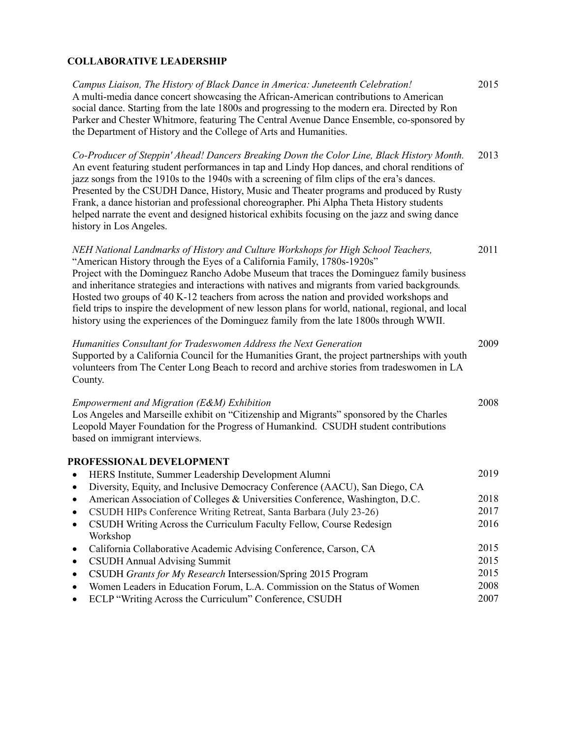## COLLABORATIVE LEADERSHIP

*Campus Liaison, The History of Black Dance in America: Juneteenth Celebration!* — 2015
A multi-media dance concert showcasing the African-American contributions to American social dance. Starting from the late 1800s and progressing to the modern era. Directed by Ron Parker and Chester Whitmore, featuring The Central Avenue Dance Ensemble, co-sponsored by the Department of History and the College of Arts and Humanities.

*Co-Producer of Steppin' Ahead! Dancers Breaking Down the Color Line, Black History Month.* — 2013
An event featuring student performances in tap and Lindy Hop dances, and choral renditions of jazz songs from the 1910s to the 1940s with a screening of film clips of the era's dances. Presented by the CSUDH Dance, History, Music and Theater programs and produced by Rusty Frank, a dance historian and professional choreographer. Phi Alpha Theta History students helped narrate the event and designed historical exhibits focusing on the jazz and swing dance history in Los Angeles.

*NEH National Landmarks of History and Culture Workshops for High School Teachers,* "American History through the Eyes of a California Family, 1780s-1920s" — 2011
Project with the Dominguez Rancho Adobe Museum that traces the Dominguez family business and inheritance strategies and interactions with natives and migrants from varied backgrounds. Hosted two groups of 40 K-12 teachers from across the nation and provided workshops and field trips to inspire the development of new lesson plans for world, national, regional, and local history using the experiences of the Dominguez family from the late 1800s through WWII.

*Humanities Consultant for Tradeswomen Address the Next Generation* — 2009
Supported by a California Council for the Humanities Grant, the project partnerships with youth volunteers from The Center Long Beach to record and archive stories from tradeswomen in LA County.

*Empowerment and Migration (E&M) Exhibition* — 2008
Los Angeles and Marseille exhibit on "Citizenship and Migrants" sponsored by the Charles Leopold Mayer Foundation for the Progress of Humankind. CSUDH student contributions based on immigrant interviews.

## PROFESSIONAL DEVELOPMENT

- HERS Institute, Summer Leadership Development Alumni — 2019
- Diversity, Equity, and Inclusive Democracy Conference (AACU), San Diego, CA
- American Association of Colleges & Universities Conference, Washington, D.C. — 2018
- CSUDH HIPs Conference Writing Retreat, Santa Barbara (July 23-26) — 2017
- CSUDH Writing Across the Curriculum Faculty Fellow, Course Redesign Workshop — 2016
- California Collaborative Academic Advising Conference, Carson, CA — 2015
- CSUDH Annual Advising Summit — 2015
- CSUDH *Grants for My Research* Intersession/Spring 2015 Program — 2015
- Women Leaders in Education Forum, L.A. Commission on the Status of Women — 2008
- ECLP "Writing Across the Curriculum" Conference, CSUDH — 2007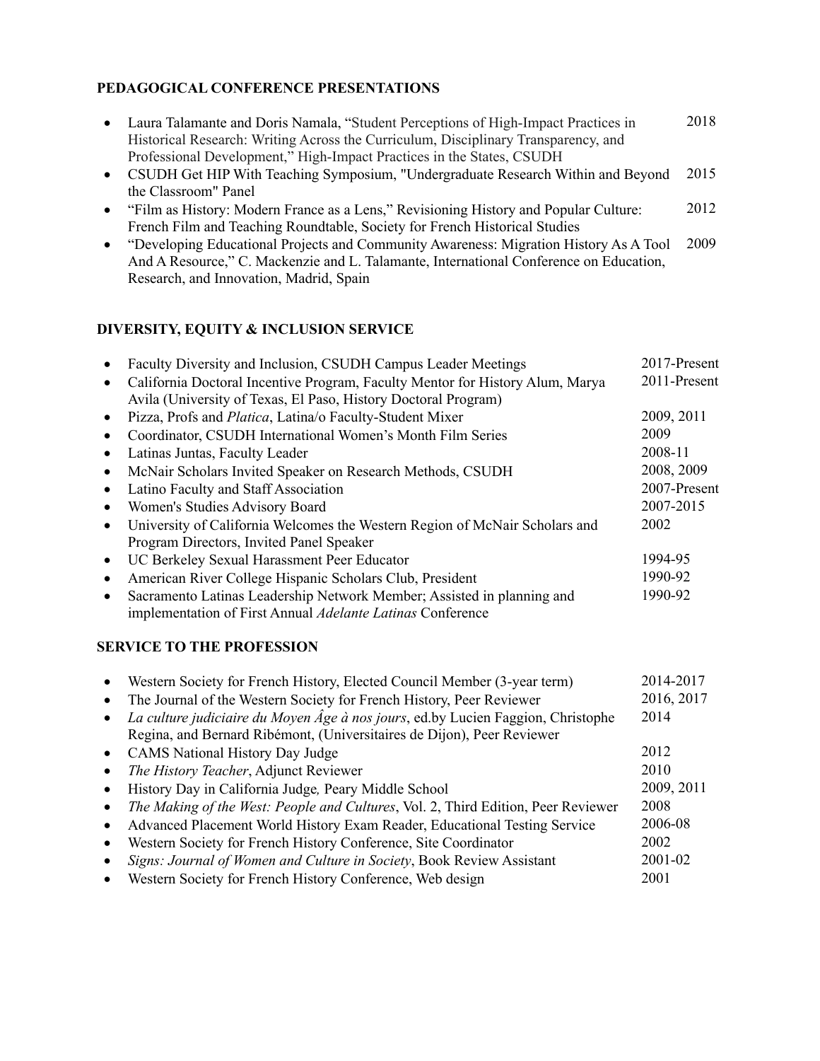## PEDAGOGICAL CONFERENCE PRESENTATIONS

- Laura Talamante and Doris Namala, "Student Perceptions of High-Impact Practices in Historical Research: Writing Across the Curriculum, Disciplinary Transparency, and Professional Development," High-Impact Practices in the States, CSUDH — 2018
- CSUDH Get HIP With Teaching Symposium, "Undergraduate Research Within and Beyond the Classroom" Panel — 2015
- "Film as History: Modern France as a Lens," Revisioning History and Popular Culture: French Film and Teaching Roundtable, Society for French Historical Studies — 2012
- "Developing Educational Projects and Community Awareness: Migration History As A Tool And A Resource," C. Mackenzie and L. Talamante, International Conference on Education, Research, and Innovation, Madrid, Spain — 2009

## DIVERSITY, EQUITY & INCLUSION SERVICE

- Faculty Diversity and Inclusion, CSUDH Campus Leader Meetings — 2017-Present
- California Doctoral Incentive Program, Faculty Mentor for History Alum, Marya Avila (University of Texas, El Paso, History Doctoral Program) — 2011-Present
- Pizza, Profs and *Platica*, Latina/o Faculty-Student Mixer — 2009, 2011
- Coordinator, CSUDH International Women's Month Film Series — 2009
- Latinas Juntas, Faculty Leader — 2008-11
- McNair Scholars Invited Speaker on Research Methods, CSUDH — 2008, 2009
- Latino Faculty and Staff Association — 2007-Present
- Women's Studies Advisory Board — 2007-2015
- University of California Welcomes the Western Region of McNair Scholars and Program Directors, Invited Panel Speaker — 2002
- UC Berkeley Sexual Harassment Peer Educator — 1994-95
- American River College Hispanic Scholars Club, President — 1990-92
- Sacramento Latinas Leadership Network Member; Assisted in planning and implementation of First Annual *Adelante Latinas* Conference — 1990-92

## SERVICE TO THE PROFESSION

- Western Society for French History, Elected Council Member (3-year term) — 2014-2017
- The Journal of the Western Society for French History, Peer Reviewer — 2016, 2017
- *La culture judiciaire du Moyen Âge à nos jours*, ed.by Lucien Faggion, Christophe Regina, and Bernard Ribémont, (Universitaires de Dijon), Peer Reviewer — 2014
- CAMS National History Day Judge — 2012
- *The History Teacher*, Adjunct Reviewer — 2010
- History Day in California Judge*,* Peary Middle School — 2009, 2011
- *The Making of the West: People and Cultures*, Vol. 2, Third Edition, Peer Reviewer — 2008
- Advanced Placement World History Exam Reader, Educational Testing Service — 2006-08
- Western Society for French History Conference, Site Coordinator — 2002
- *Signs: Journal of Women and Culture in Society*, Book Review Assistant — 2001-02
- Western Society for French History Conference, Web design — 2001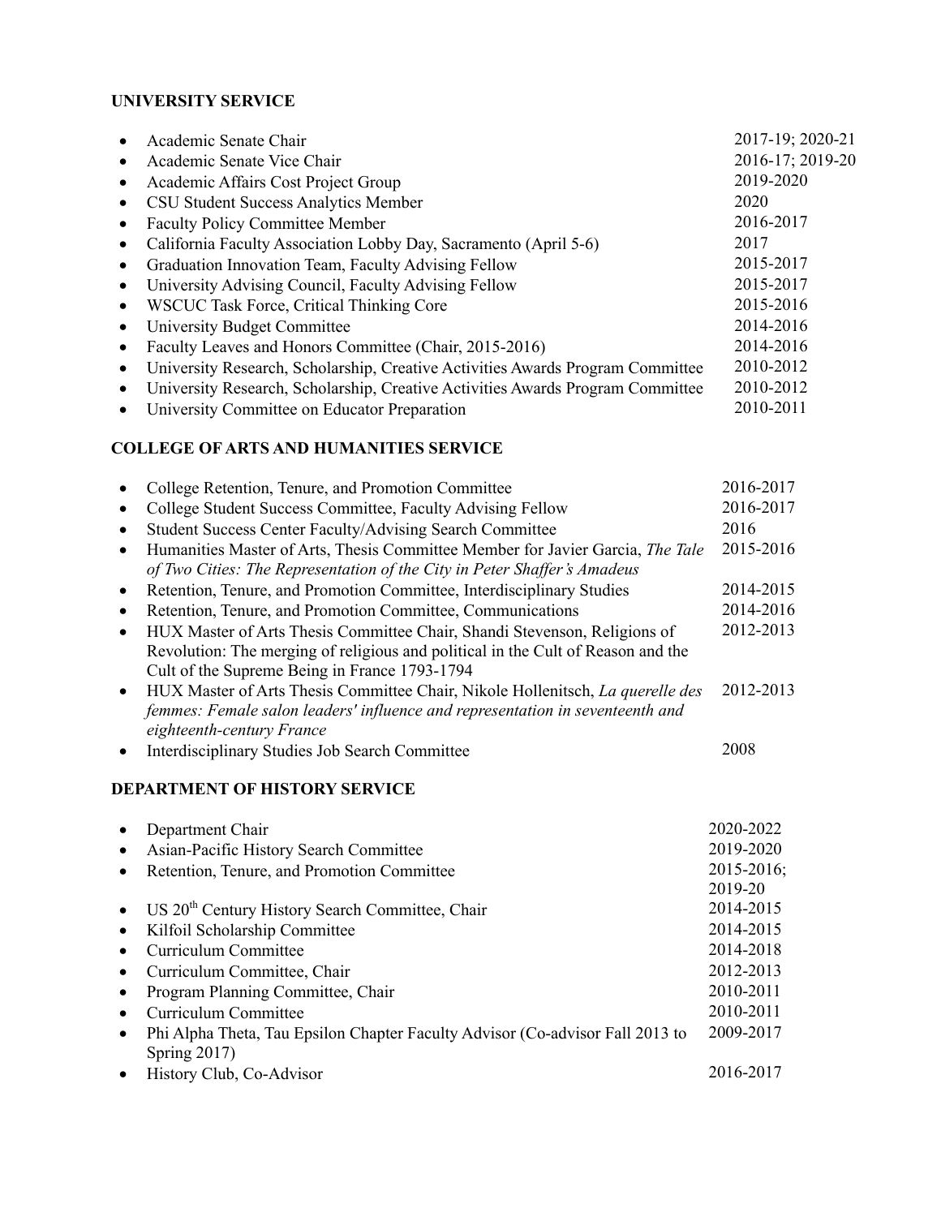**UNIVERSITY SERVICE**

- Academic Senate Chair 2017-19; 2020-21
- Academic Senate Vice Chair 2016-17; 2019-20
- Academic Affairs Cost Project Group 2019-2020
- CSU Student Success Analytics Member 2020
- Faculty Policy Committee Member 2016-2017
- California Faculty Association Lobby Day, Sacramento (April 5-6) 2017
- Graduation Innovation Team, Faculty Advising Fellow 2015-2017
- University Advising Council, Faculty Advising Fellow 2015-2017
- WSCUC Task Force, Critical Thinking Core 2015-2016
- University Budget Committee 2014-2016
- Faculty Leaves and Honors Committee (Chair, 2015-2016) 2014-2016
- University Research, Scholarship, Creative Activities Awards Program Committee 2010-2012
- University Research, Scholarship, Creative Activities Awards Program Committee 2010-2012
- University Committee on Educator Preparation 2010-2011

**COLLEGE OF ARTS AND HUMANITIES SERVICE**

- College Retention, Tenure, and Promotion Committee 2016-2017
- College Student Success Committee, Faculty Advising Fellow 2016-2017
- Student Success Center Faculty/Advising Search Committee 2016
- Humanities Master of Arts, Thesis Committee Member for Javier Garcia, *The Tale of Two Cities: The Representation of the City in Peter Shaffer's Amadeus* 2015-2016
- Retention, Tenure, and Promotion Committee, Interdisciplinary Studies 2014-2015
- Retention, Tenure, and Promotion Committee, Communications 2014-2016
- HUX Master of Arts Thesis Committee Chair, Shandi Stevenson, Religions of Revolution: The merging of religious and political in the Cult of Reason and the Cult of the Supreme Being in France 1793-1794 2012-2013
- HUX Master of Arts Thesis Committee Chair, Nikole Hollenitsch, *La querelle des femmes: Female salon leaders' influence and representation in seventeenth and eighteenth-century France* 2012-2013
- Interdisciplinary Studies Job Search Committee 2008

**DEPARTMENT OF HISTORY SERVICE**

- Department Chair 2020-2022
- Asian-Pacific History Search Committee 2019-2020
- Retention, Tenure, and Promotion Committee 2015-2016; 2019-20
- US 20th Century History Search Committee, Chair 2014-2015
- Kilfoil Scholarship Committee 2014-2015
- Curriculum Committee 2014-2018
- Curriculum Committee, Chair 2012-2013
- Program Planning Committee, Chair 2010-2011
- Curriculum Committee 2010-2011
- Phi Alpha Theta, Tau Epsilon Chapter Faculty Advisor (Co-advisor Fall 2013 to Spring 2017) 2009-2017
- History Club, Co-Advisor 2016-2017